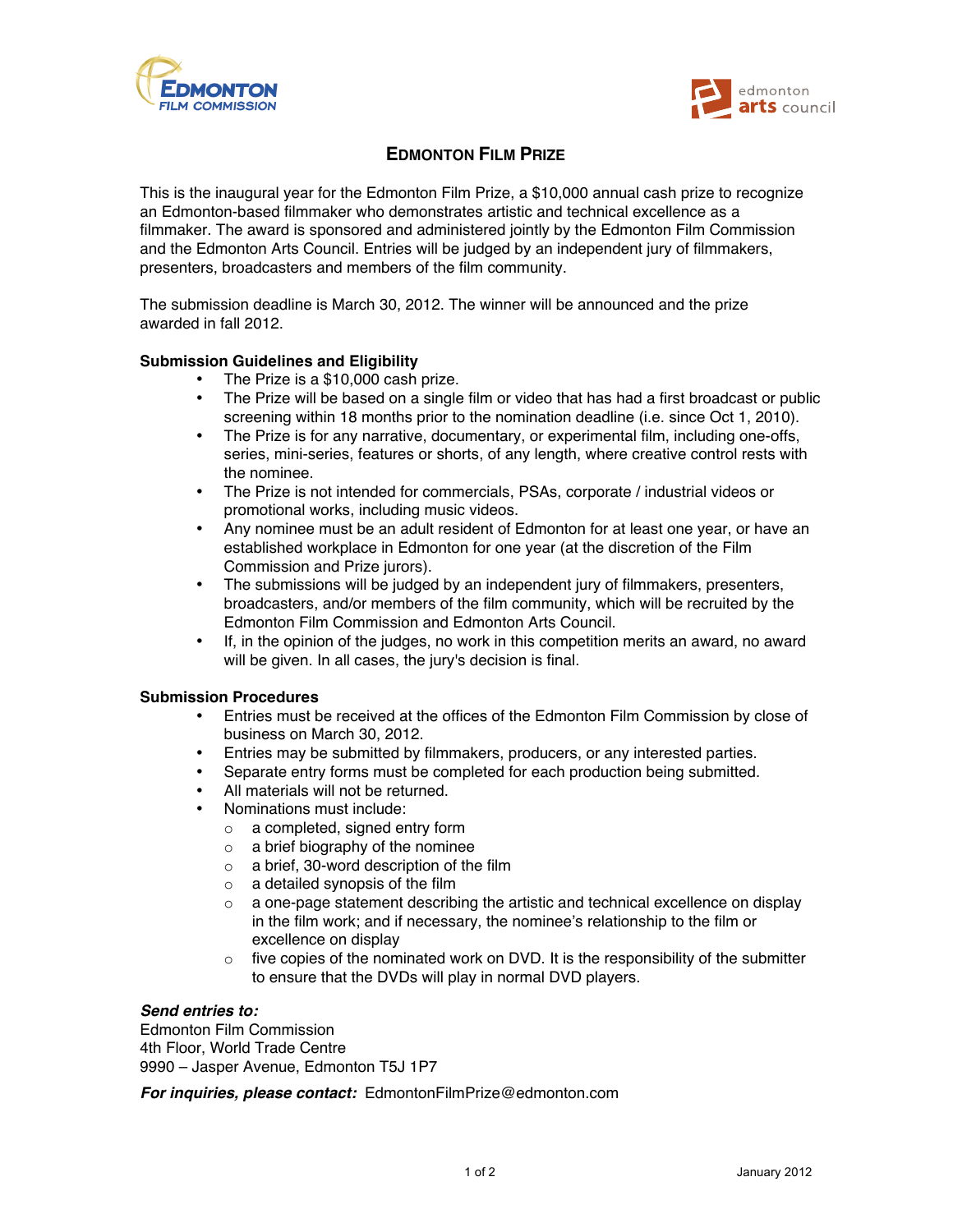# Edmonton Film Prize

This is the inaugural year for the Edmonton Film Prize, a $10,000 annual cash prize to recognize an Edmonton-based filmmaker who demonstrates artistic and technical excellence as a filmmaker. The award is sponsored and administered jointly by the Edmonton Film Commission and the Edmonton Arts Council. Entries will be judged by an independent jury of filmmakers, presenters, broadcasters and members of the film community.

The submission deadline is March 30, 2012. The winner will be announced and the prize awarded in fall 2012.

## Submission Guidelines and Eligibility

- The Prize is a $10,000 cash prize.
- The Prize will be based on a single film or video that has had a first broadcast or public screening within 18 months prior to the nomination deadline (i.e. since Oct 1, 2010).
- The Prize is for any narrative, documentary, or experimental film, including one-offs, series, mini-series, features or shorts, of any length, where creative control rests with the nominee.
- The Prize is not intended for commercials, PSAs, corporate / industrial videos or promotional works, including music videos.
- Any nominee must be an adult resident of Edmonton for at least one year, or have an established workplace in Edmonton for one year (at the discretion of the Film Commission and Prize jurors).
- The submissions will be judged by an independent jury of filmmakers, presenters, broadcasters, and/or members of the film community, which will be recruited by the Edmonton Film Commission and Edmonton Arts Council.
- If, in the opinion of the judges, no work in this competition merits an award, no award will be given. In all cases, the jury's decision is final.

## Submission Procedures

- Entries must be received at the offices of the Edmonton Film Commission by close of business on March 30, 2012.
- Entries may be submitted by filmmakers, producers, or any interested parties.
- Separate entry forms must be completed for each production being submitted.
- All materials will not be returned.
- Nominations must include:
  - a completed, signed entry form
  - a brief biography of the nominee
  - a brief, 30-word description of the film
  - a detailed synopsis of the film
  - a one-page statement describing the artistic and technical excellence on display in the film work; and if necessary, the nominee's relationship to the film or excellence on display
  - five copies of the nominated work on DVD. It is the responsibility of the submitter to ensure that the DVDs will play in normal DVD players.

***Send entries to:***
Edmonton Film Commission
4th Floor, World Trade Centre
9990 – Jasper Avenue, Edmonton T5J 1P7

***For inquiries, please contact:*** EdmontonFilmPrize@edmonton.com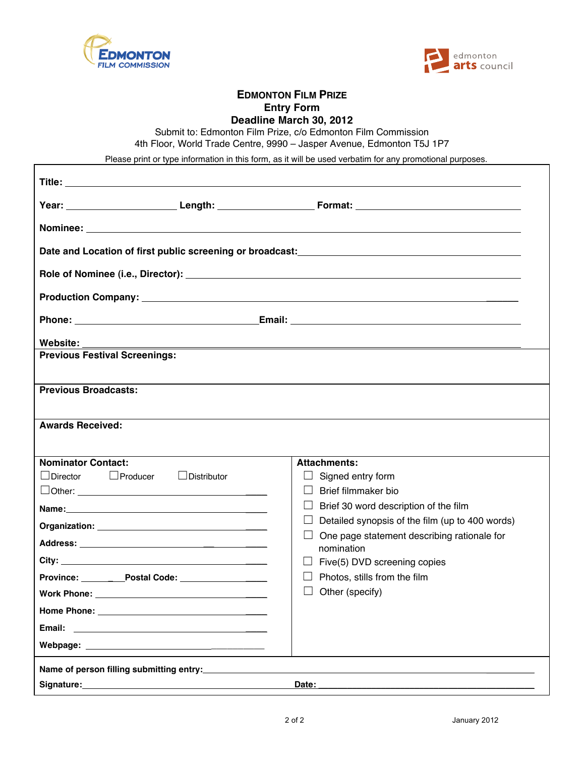Edmonton Film Commission

edmonton arts council

# Edmonton Film Prize

## Entry Form

## Deadline March 30, 2012

Submit to: Edmonton Film Prize, c/o Edmonton Film Commission
4th Floor, World Trade Centre, 9990 – Jasper Avenue, Edmonton T5J 1P7

Please print or type information in this form, as it will be used verbatim for any promotional purposes.

**Title:** ______________________________

**Year:** __________ **Length:** __________ **Format:** __________

**Nominee:** ______________________________

**Date and Location of first public screening or broadcast:** ______________________________

**Role of Nominee (i.e., Director):** ______________________________

**Production Company:** ______________________________

**Phone:** __________________ **Email:** __________________

**Website:** ______________________________

**Previous Festival Screenings:**

**Previous Broadcasts:**

**Awards Received:**

**Nominator Contact:**

☐ Director ☐ Producer ☐ Distributor

☐ Other: ______________________________

**Name:** ______________________________

**Organization:** ______________________________

**Address:** ______________________________

**City:** ______________________________

**Province:** __________ **Postal Code:** __________

**Work Phone:** ______________________________

**Home Phone:** ______________________________

**Email:** ______________________________

**Webpage:** ______________________________

**Attachments:**

- ☐ Signed entry form
- ☐ Brief filmmaker bio
- ☐ Brief 30 word description of the film
- ☐ Detailed synopsis of the film (up to 400 words)
- ☐ One page statement describing rationale for nomination
- ☐ Five(5) DVD screening copies
- ☐ Photos, stills from the film
- ☐ Other (specify)

**Name of person filling submitting entry:** ______________________________

**Signature:** ______________________________ **Date:** ______________________________

January 2012